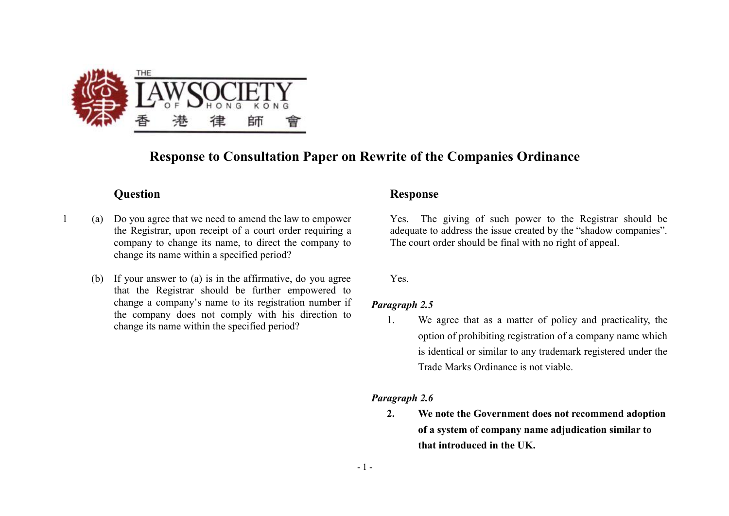# Response to Consultation Paper on Rewrite of the Companies Ordinance

| | Question | Response |
|---|---|---|
| 1 | (a) Do you agree that we need to amend the law to empower the Registrar, upon receipt of a court order requiring a company to change its name, to direct the company to change its name within a specified period? | Yes. The giving of such power to the Registrar should be adequate to address the issue created by the "shadow companies". The court order should be final with no right of appeal. |
| | (b) If your answer to (a) is in the affirmative, do you agree that the Registrar should be further empowered to change a company's name to its registration number if the company does not comply with his direction to change its name within the specified period? | Yes.<br><br>***Paragraph 2.5***<br>1. We agree that as a matter of policy and practicality, the option of prohibiting registration of a company name which is identical or similar to any trademark registered under the Trade Marks Ordinance is not viable.<br><br>***Paragraph 2.6***<br>**2. We note the Government does not recommend adoption of a system of company name adjudication similar to that introduced in the UK.** |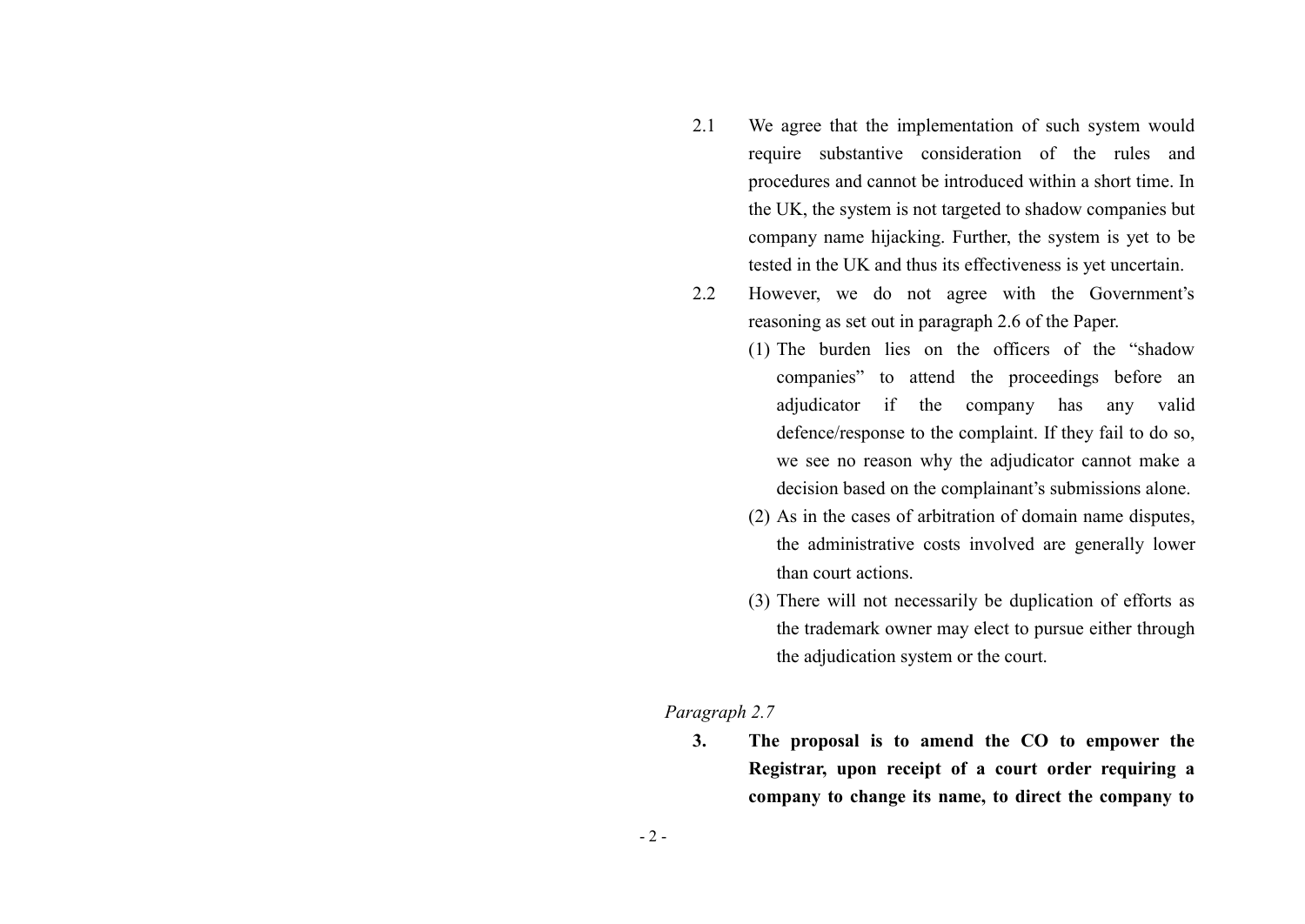2.1 We agree that the implementation of such system would require substantive consideration of the rules and procedures and cannot be introduced within a short time. In the UK, the system is not targeted to shadow companies but company name hijacking. Further, the system is yet to be tested in the UK and thus its effectiveness is yet uncertain.

2.2 However, we do not agree with the Government's reasoning as set out in paragraph 2.6 of the Paper.

(1) The burden lies on the officers of the "shadow companies" to attend the proceedings before an adjudicator if the company has any valid defence/response to the complaint. If they fail to do so, we see no reason why the adjudicator cannot make a decision based on the complainant's submissions alone.

(2) As in the cases of arbitration of domain name disputes, the administrative costs involved are generally lower than court actions.

(3) There will not necessarily be duplication of efforts as the trademark owner may elect to pursue either through the adjudication system or the court.

*Paragraph 2.7*

**3. The proposal is to amend the CO to empower the Registrar, upon receipt of a court order requiring a company to change its name, to direct the company to**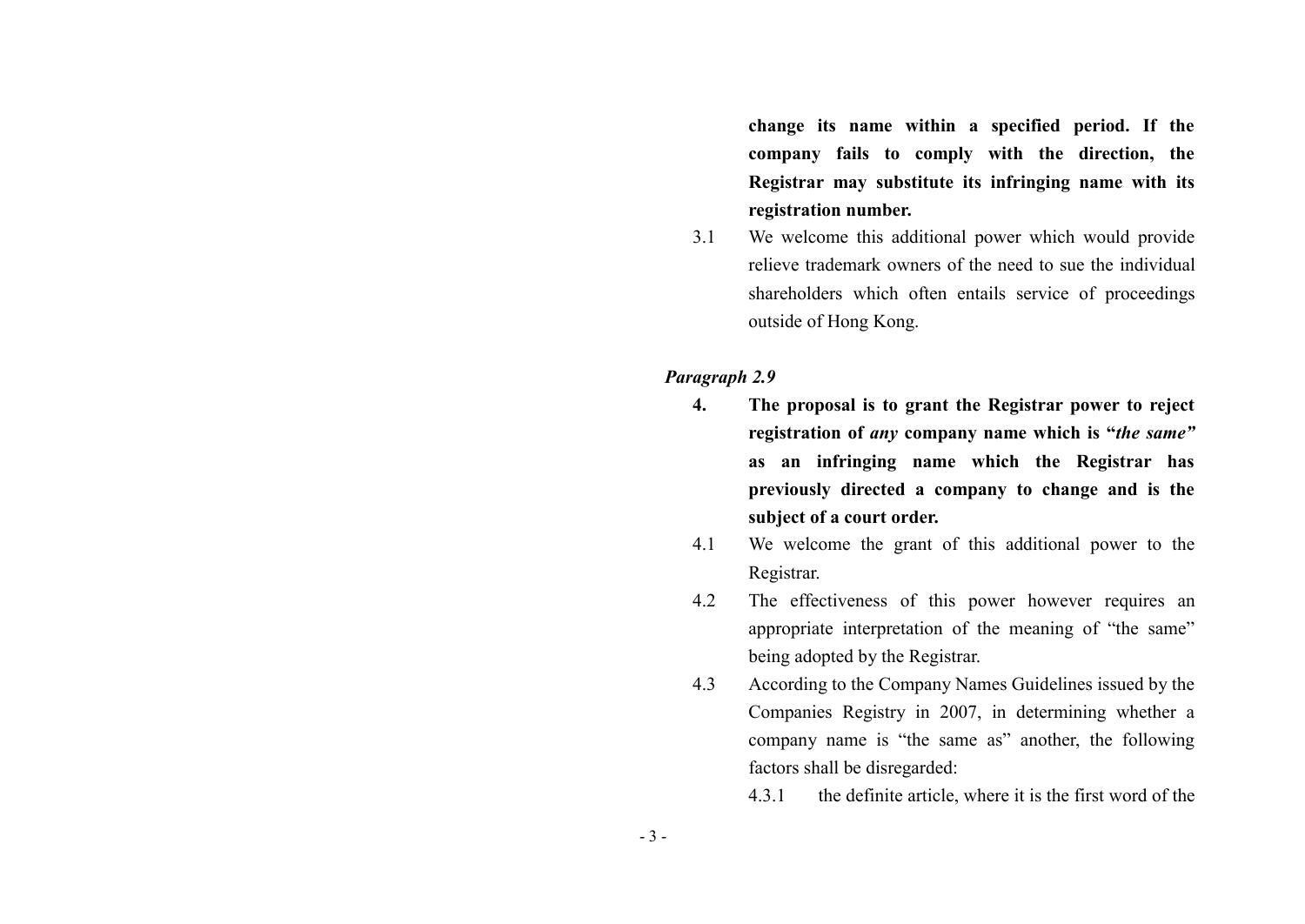**change its name within a specified period. If the company fails to comply with the direction, the Registrar may substitute its infringing name with its registration number.**

3.1 We welcome this additional power which would provide relieve trademark owners of the need to sue the individual shareholders which often entails service of proceedings outside of Hong Kong.

***Paragraph 2.9***

**4. The proposal is to grant the Registrar power to reject registration of *any* company name which is "*the same"* as an infringing name which the Registrar has previously directed a company to change and is the subject of a court order.**

4.1 We welcome the grant of this additional power to the Registrar.

4.2 The effectiveness of this power however requires an appropriate interpretation of the meaning of "the same" being adopted by the Registrar.

4.3 According to the Company Names Guidelines issued by the Companies Registry in 2007, in determining whether a company name is "the same as" another, the following factors shall be disregarded:

4.3.1 the definite article, where it is the first word of the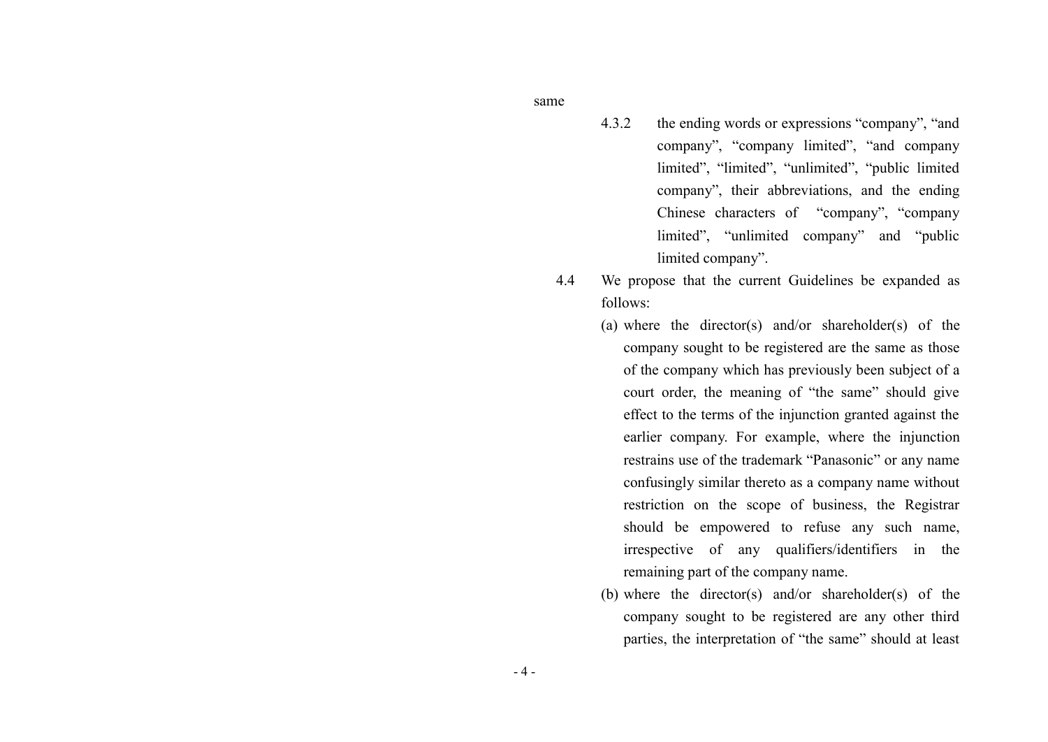same

4.3.2 the ending words or expressions “company”, “and company”, “company limited”, “and company limited”, “limited”, “unlimited”, “public limited company”, their abbreviations, and the ending Chinese characters of “company”, “company limited”, “unlimited company” and “public limited company”.

4.4 We propose that the current Guidelines be expanded as follows:

(a) where the director(s) and/or shareholder(s) of the company sought to be registered are the same as those of the company which has previously been subject of a court order, the meaning of “the same” should give effect to the terms of the injunction granted against the earlier company. For example, where the injunction restrains use of the trademark “Panasonic” or any name confusingly similar thereto as a company name without restriction on the scope of business, the Registrar should be empowered to refuse any such name, irrespective of any qualifiers/identifiers in the remaining part of the company name.

(b) where the director(s) and/or shareholder(s) of the company sought to be registered are any other third parties, the interpretation of “the same” should at least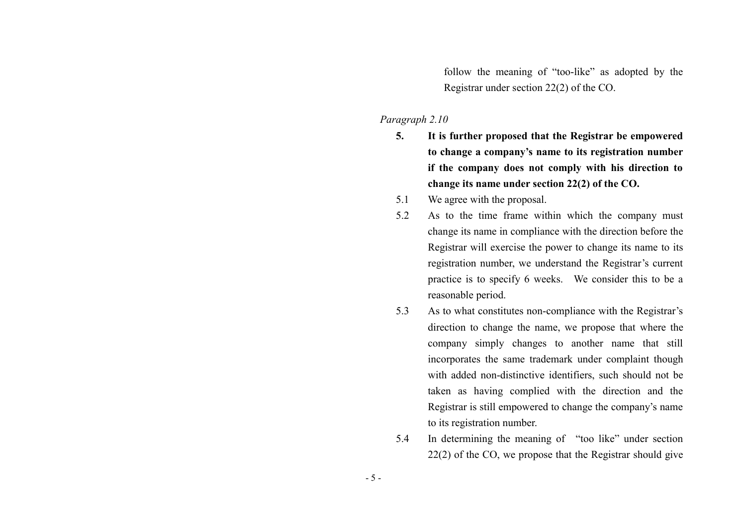follow the meaning of "too-like" as adopted by the Registrar under section 22(2) of the CO.

*Paragraph 2.10*

**5. It is further proposed that the Registrar be empowered to change a company's name to its registration number if the company does not comply with his direction to change its name under section 22(2) of the CO.**

5.1 We agree with the proposal.

5.2 As to the time frame within which the company must change its name in compliance with the direction before the Registrar will exercise the power to change its name to its registration number, we understand the Registrar's current practice is to specify 6 weeks. We consider this to be a reasonable period.

5.3 As to what constitutes non-compliance with the Registrar's direction to change the name, we propose that where the company simply changes to another name that still incorporates the same trademark under complaint though with added non-distinctive identifiers, such should not be taken as having complied with the direction and the Registrar is still empowered to change the company's name to its registration number.

5.4 In determining the meaning of "too like" under section 22(2) of the CO, we propose that the Registrar should give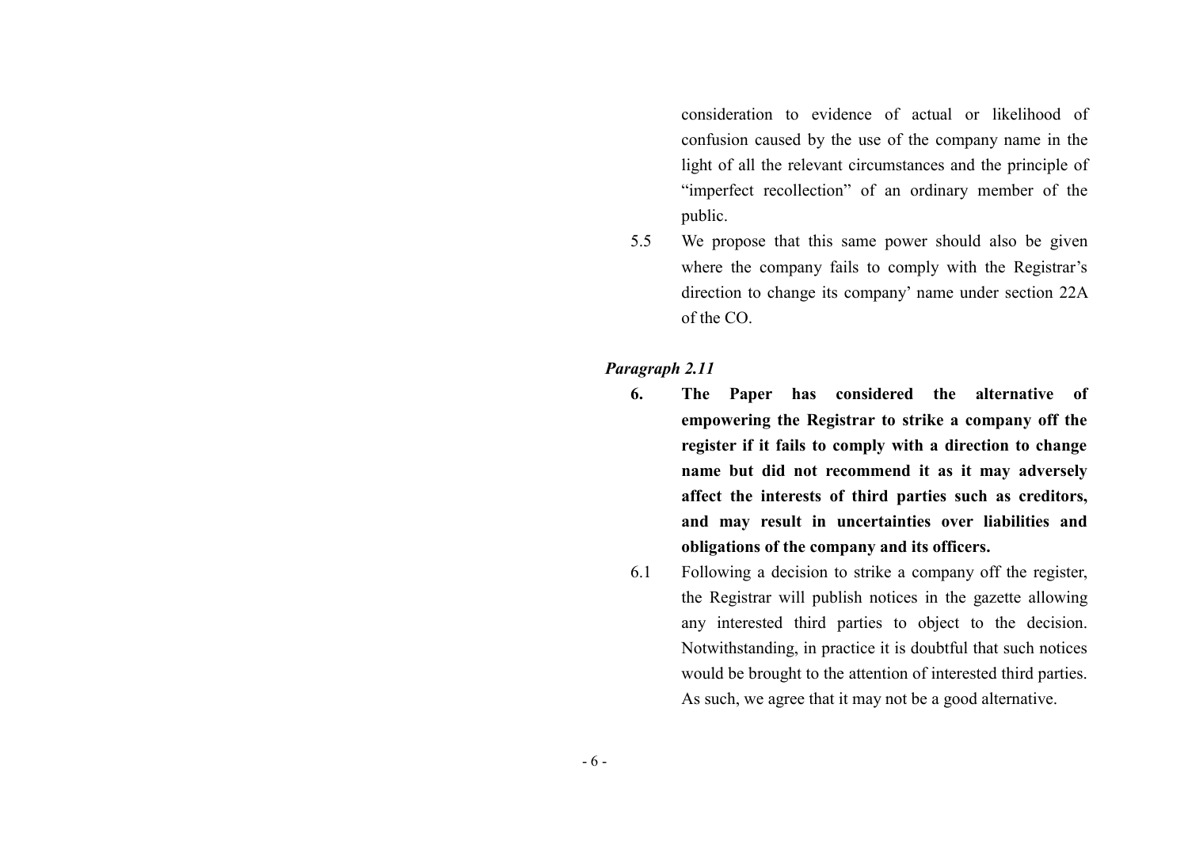consideration to evidence of actual or likelihood of confusion caused by the use of the company name in the light of all the relevant circumstances and the principle of "imperfect recollection" of an ordinary member of the public.

5.5 We propose that this same power should also be given where the company fails to comply with the Registrar's direction to change its company' name under section 22A of the CO.

***Paragraph 2.11***

**6. The Paper has considered the alternative of empowering the Registrar to strike a company off the register if it fails to comply with a direction to change name but did not recommend it as it may adversely affect the interests of third parties such as creditors, and may result in uncertainties over liabilities and obligations of the company and its officers.**

6.1 Following a decision to strike a company off the register, the Registrar will publish notices in the gazette allowing any interested third parties to object to the decision. Notwithstanding, in practice it is doubtful that such notices would be brought to the attention of interested third parties. As such, we agree that it may not be a good alternative.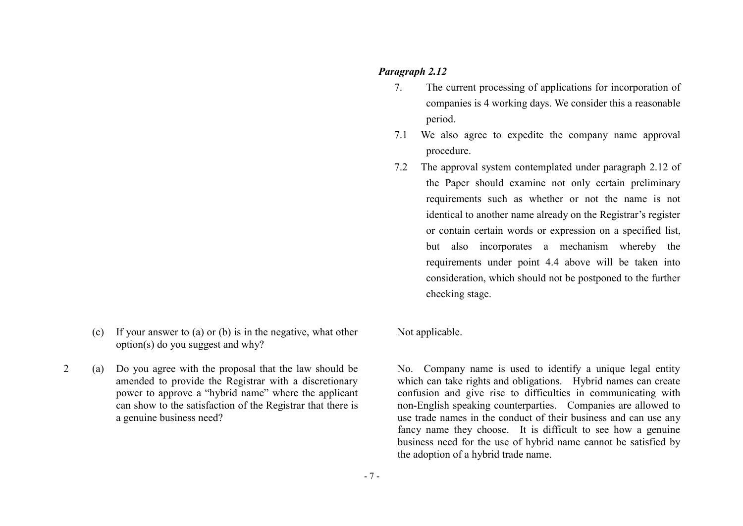| | | |
|---|---|---|
| | | ***Paragraph 2.12*** |
| | | 7. The current processing of applications for incorporation of companies is 4 working days. We consider this a reasonable period. |
| | | 7.1 We also agree to expedite the company name approval procedure. |
| | | 7.2 The approval system contemplated under paragraph 2.12 of the Paper should examine not only certain preliminary requirements such as whether or not the name is not identical to another name already on the Registrar's register or contain certain words or expression on a specified list, but also incorporates a mechanism whereby the requirements under point 4.4 above will be taken into consideration, which should not be postponed to the further checking stage. |
| | (c) If your answer to (a) or (b) is in the negative, what other option(s) do you suggest and why? | Not applicable. |
| 2 | (a) Do you agree with the proposal that the law should be amended to provide the Registrar with a discretionary power to approve a "hybrid name" where the applicant can show to the satisfaction of the Registrar that there is a genuine business need? | No. Company name is used to identify a unique legal entity which can take rights and obligations. Hybrid names can create confusion and give rise to difficulties in communicating with non-English speaking counterparties. Companies are allowed to use trade names in the conduct of their business and can use any fancy name they choose. It is difficult to see how a genuine business need for the use of hybrid name cannot be satisfied by the adoption of a hybrid trade name. |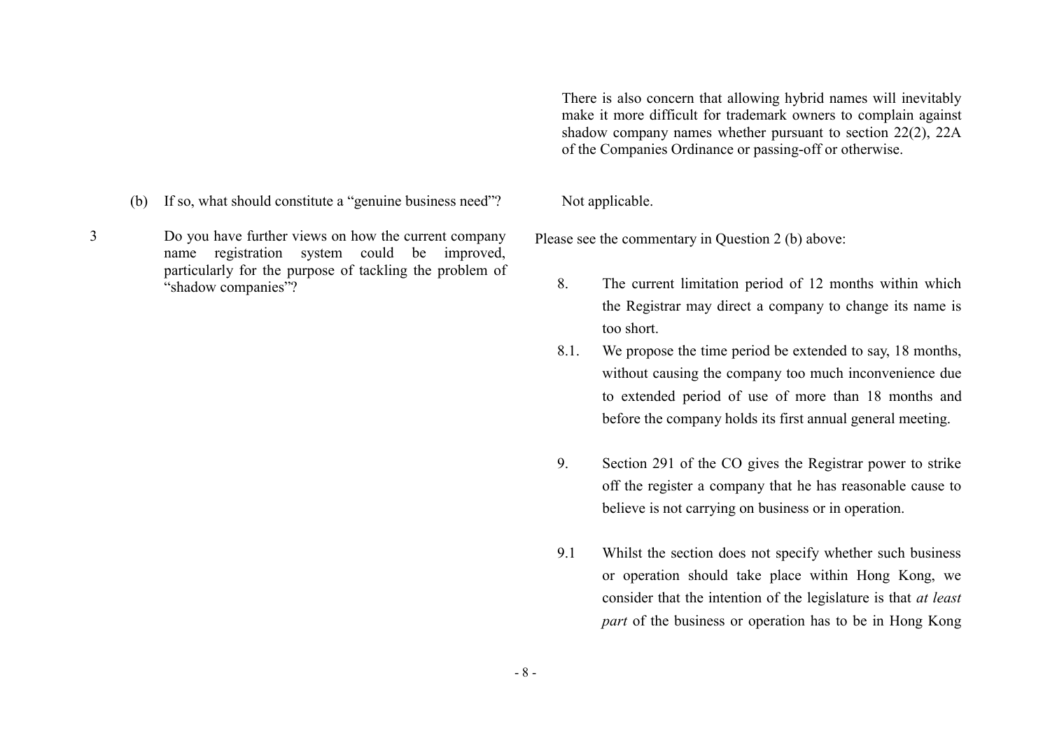There is also concern that allowing hybrid names will inevitably make it more difficult for trademark owners to complain against shadow company names whether pursuant to section 22(2), 22A of the Companies Ordinance or passing-off or otherwise.

| | | |
|---|---|---|
| | (b) If so, what should constitute a "genuine business need"? | Not applicable. |
| 3 | Do you have further views on how the current company name registration system could be improved, particularly for the purpose of tackling the problem of "shadow companies"? | Please see the commentary in Question 2 (b) above: |

8. The current limitation period of 12 months within which the Registrar may direct a company to change its name is too short.

8.1. We propose the time period be extended to say, 18 months, without causing the company too much inconvenience due to extended period of use of more than 18 months and before the company holds its first annual general meeting.

9. Section 291 of the CO gives the Registrar power to strike off the register a company that he has reasonable cause to believe is not carrying on business or in operation.

9.1 Whilst the section does not specify whether such business or operation should take place within Hong Kong, we consider that the intention of the legislature is that *at least part* of the business or operation has to be in Hong Kong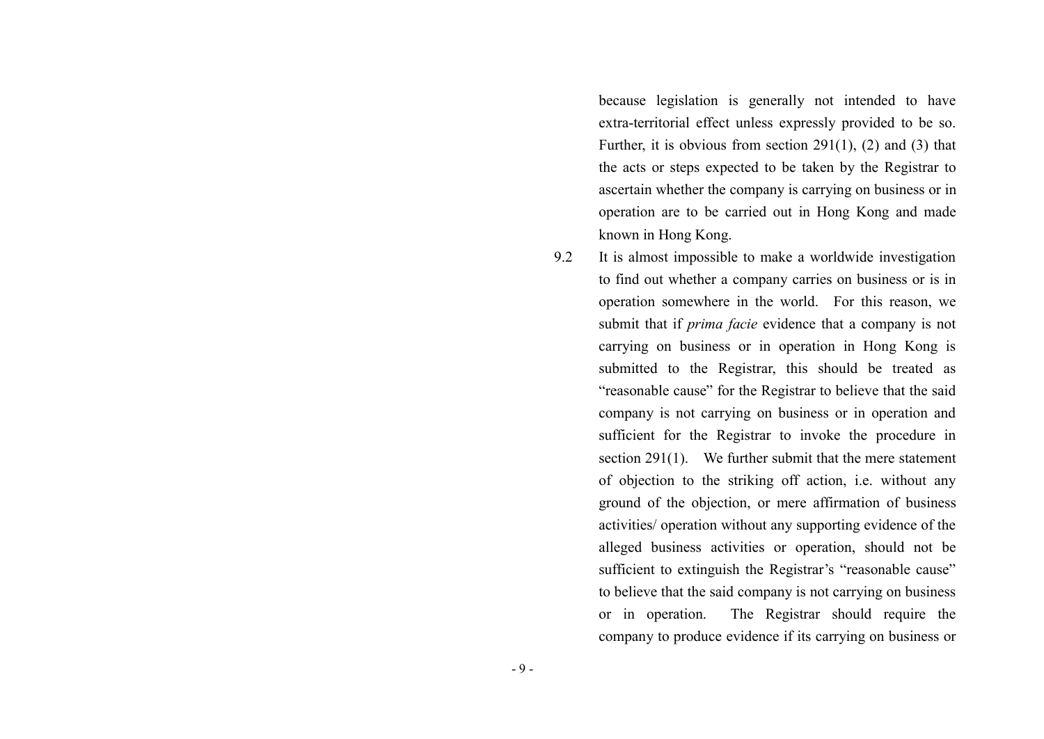because legislation is generally not intended to have extra-territorial effect unless expressly provided to be so. Further, it is obvious from section 291(1), (2) and (3) that the acts or steps expected to be taken by the Registrar to ascertain whether the company is carrying on business or in operation are to be carried out in Hong Kong and made known in Hong Kong.

9.2 It is almost impossible to make a worldwide investigation to find out whether a company carries on business or is in operation somewhere in the world. For this reason, we submit that if *prima facie* evidence that a company is not carrying on business or in operation in Hong Kong is submitted to the Registrar, this should be treated as "reasonable cause" for the Registrar to believe that the said company is not carrying on business or in operation and sufficient for the Registrar to invoke the procedure in section 291(1). We further submit that the mere statement of objection to the striking off action, i.e. without any ground of the objection, or mere affirmation of business activities/ operation without any supporting evidence of the alleged business activities or operation, should not be sufficient to extinguish the Registrar's "reasonable cause" to believe that the said company is not carrying on business or in operation. The Registrar should require the company to produce evidence if its carrying on business or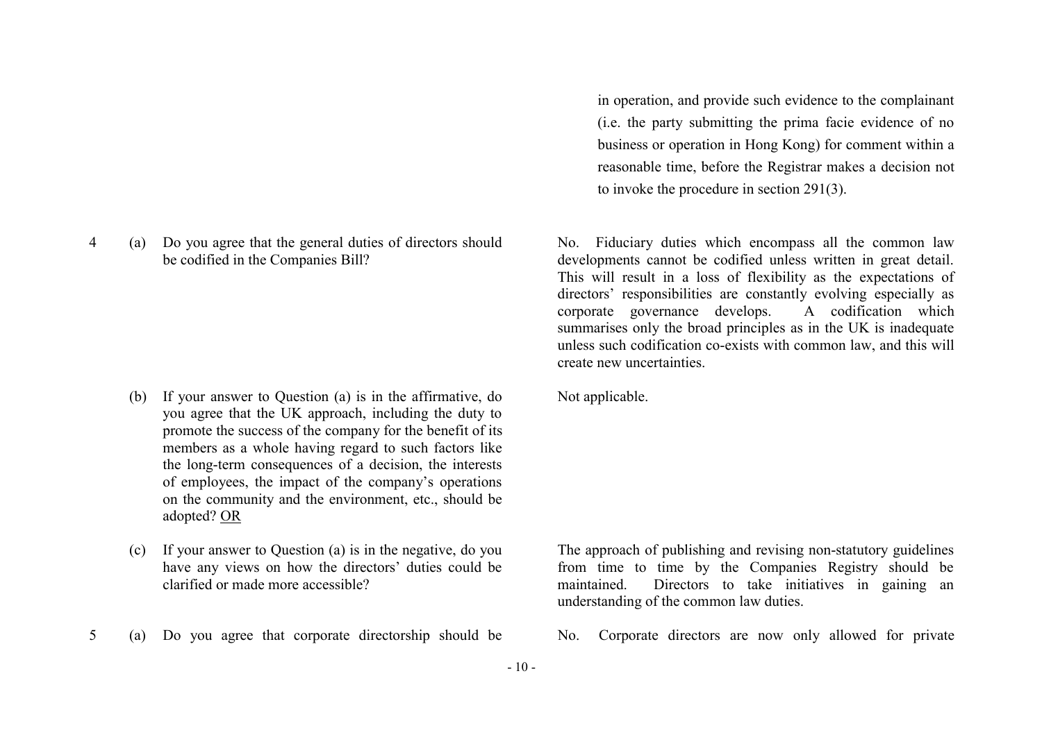| | | Question | Response |
|---|---|---|---|
| | | | in operation, and provide such evidence to the complainant (i.e. the party submitting the prima facie evidence of no business or operation in Hong Kong) for comment within a reasonable time, before the Registrar makes a decision not to invoke the procedure in section 291(3). |
| 4 | (a) | Do you agree that the general duties of directors should be codified in the Companies Bill? | No. Fiduciary duties which encompass all the common law developments cannot be codified unless written in great detail. This will result in a loss of flexibility as the expectations of directors' responsibilities are constantly evolving especially as corporate governance develops. A codification which summarises only the broad principles as in the UK is inadequate unless such codification co-exists with common law, and this will create new uncertainties. |
| | (b) | If your answer to Question (a) is in the affirmative, do you agree that the UK approach, including the duty to promote the success of the company for the benefit of its members as a whole having regard to such factors like the long-term consequences of a decision, the interests of employees, the impact of the company's operations on the community and the environment, etc., should be adopted? <u>OR</u> | Not applicable. |
| | (c) | If your answer to Question (a) is in the negative, do you have any views on how the directors' duties could be clarified or made more accessible? | The approach of publishing and revising non-statutory guidelines from time to time by the Companies Registry should be maintained. Directors to take initiatives in gaining an understanding of the common law duties. |
| 5 | (a) | Do you agree that corporate directorship should be | No. Corporate directors are now only allowed for private |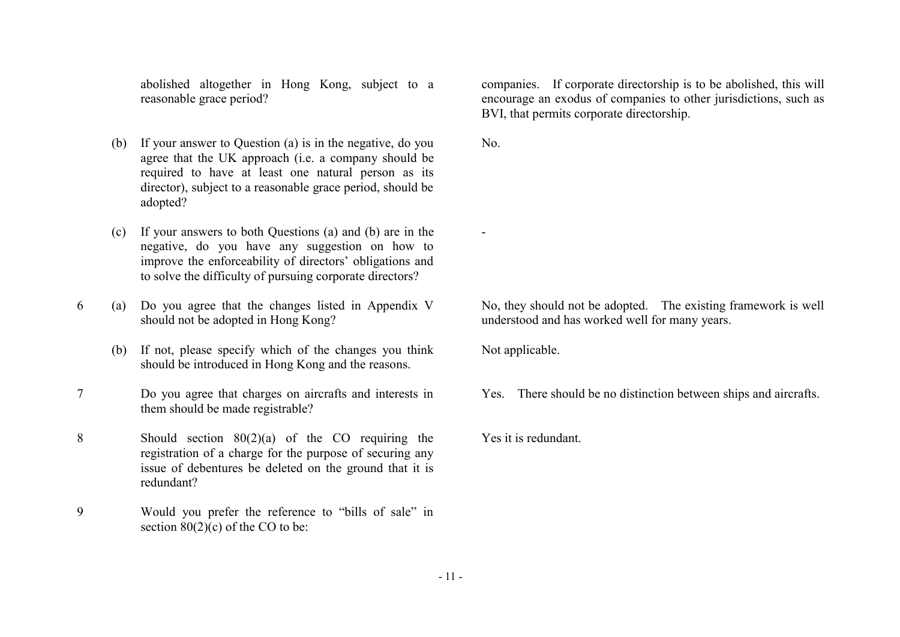| | | Question | Response |
|---|---|---|---|
| | | abolished altogether in Hong Kong, subject to a reasonable grace period? | companies. If corporate directorship is to be abolished, this will encourage an exodus of companies to other jurisdictions, such as BVI, that permits corporate directorship. |
| | (b) | If your answer to Question (a) is in the negative, do you agree that the UK approach (i.e. a company should be required to have at least one natural person as its director), subject to a reasonable grace period, should be adopted? | No. |
| | (c) | If your answers to both Questions (a) and (b) are in the negative, do you have any suggestion on how to improve the enforceability of directors' obligations and to solve the difficulty of pursuing corporate directors? | - |
| 6 | (a) | Do you agree that the changes listed in Appendix V should not be adopted in Hong Kong? | No, they should not be adopted. The existing framework is well understood and has worked well for many years. |
| | (b) | If not, please specify which of the changes you think should be introduced in Hong Kong and the reasons. | Not applicable. |
| 7 | | Do you agree that charges on aircrafts and interests in them should be made registrable? | Yes. There should be no distinction between ships and aircrafts. |
| 8 | | Should section 80(2)(a) of the CO requiring the registration of a charge for the purpose of securing any issue of debentures be deleted on the ground that it is redundant? | Yes it is redundant. |
| 9 | | Would you prefer the reference to "bills of sale" in section 80(2)(c) of the CO to be: | |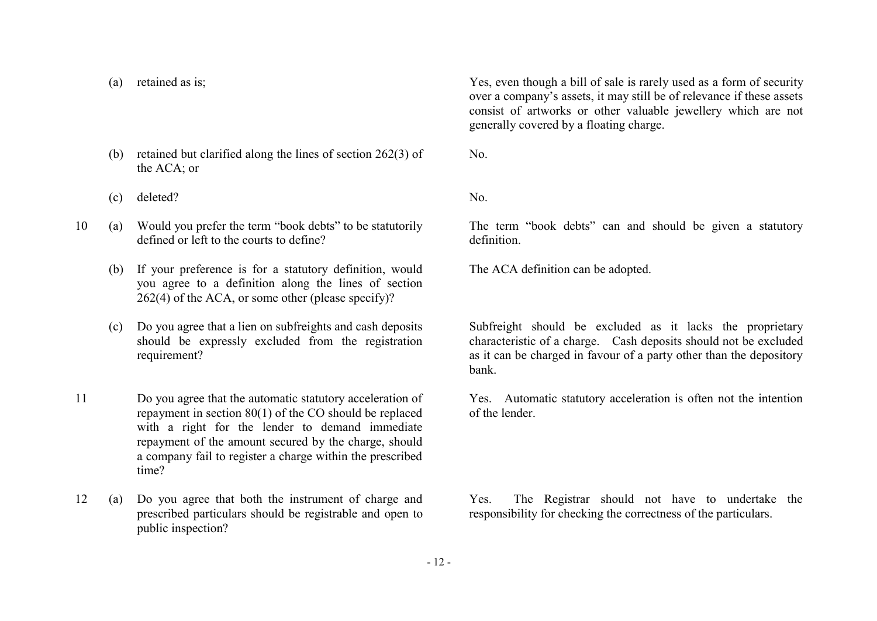| | | | |
|---|---|---|---|
| | (a) | retained as is; | Yes, even though a bill of sale is rarely used as a form of security over a company's assets, it may still be of relevance if these assets consist of artworks or other valuable jewellery which are not generally covered by a floating charge. |
| | (b) | retained but clarified along the lines of section 262(3) of the ACA; or | No. |
| | (c) | deleted? | No. |
| 10 | (a) | Would you prefer the term "book debts" to be statutorily defined or left to the courts to define? | The term "book debts" can and should be given a statutory definition. |
| | (b) | If your preference is for a statutory definition, would you agree to a definition along the lines of section 262(4) of the ACA, or some other (please specify)? | The ACA definition can be adopted. |
| | (c) | Do you agree that a lien on subfreights and cash deposits should be expressly excluded from the registration requirement? | Subfreight should be excluded as it lacks the proprietary characteristic of a charge. Cash deposits should not be excluded as it can be charged in favour of a party other than the depository bank. |
| 11 | | Do you agree that the automatic statutory acceleration of repayment in section 80(1) of the CO should be replaced with a right for the lender to demand immediate repayment of the amount secured by the charge, should a company fail to register a charge within the prescribed time? | Yes. Automatic statutory acceleration is often not the intention of the lender. |
| 12 | (a) | Do you agree that both the instrument of charge and prescribed particulars should be registrable and open to public inspection? | Yes. The Registrar should not have to undertake the responsibility for checking the correctness of the particulars. |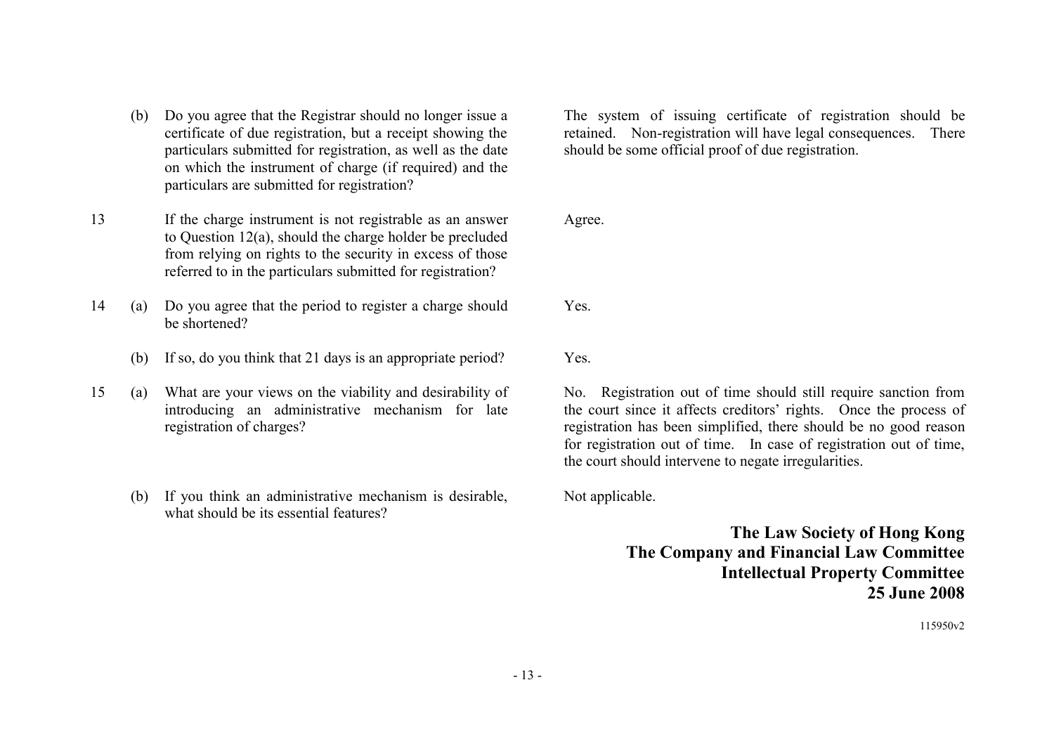| | | | |
|---|---|---|---|
| | (b) | Do you agree that the Registrar should no longer issue a certificate of due registration, but a receipt showing the particulars submitted for registration, as well as the date on which the instrument of charge (if required) and the particulars are submitted for registration? | The system of issuing certificate of registration should be retained. Non-registration will have legal consequences. There should be some official proof of due registration. |
| 13 | | If the charge instrument is not registrable as an answer to Question 12(a), should the charge holder be precluded from relying on rights to the security in excess of those referred to in the particulars submitted for registration? | Agree. |
| 14 | (a) | Do you agree that the period to register a charge should be shortened? | Yes. |
| | (b) | If so, do you think that 21 days is an appropriate period? | Yes. |
| 15 | (a) | What are your views on the viability and desirability of introducing an administrative mechanism for late registration of charges? | No. Registration out of time should still require sanction from the court since it affects creditors' rights. Once the process of registration has been simplified, there should be no good reason for registration out of time. In case of registration out of time, the court should intervene to negate irregularities. |
| | (b) | If you think an administrative mechanism is desirable, what should be its essential features? | Not applicable. |

**The Law Society of Hong Kong**
**The Company and Financial Law Committee**
**Intellectual Property Committee**
**25 June 2008**

115950v2